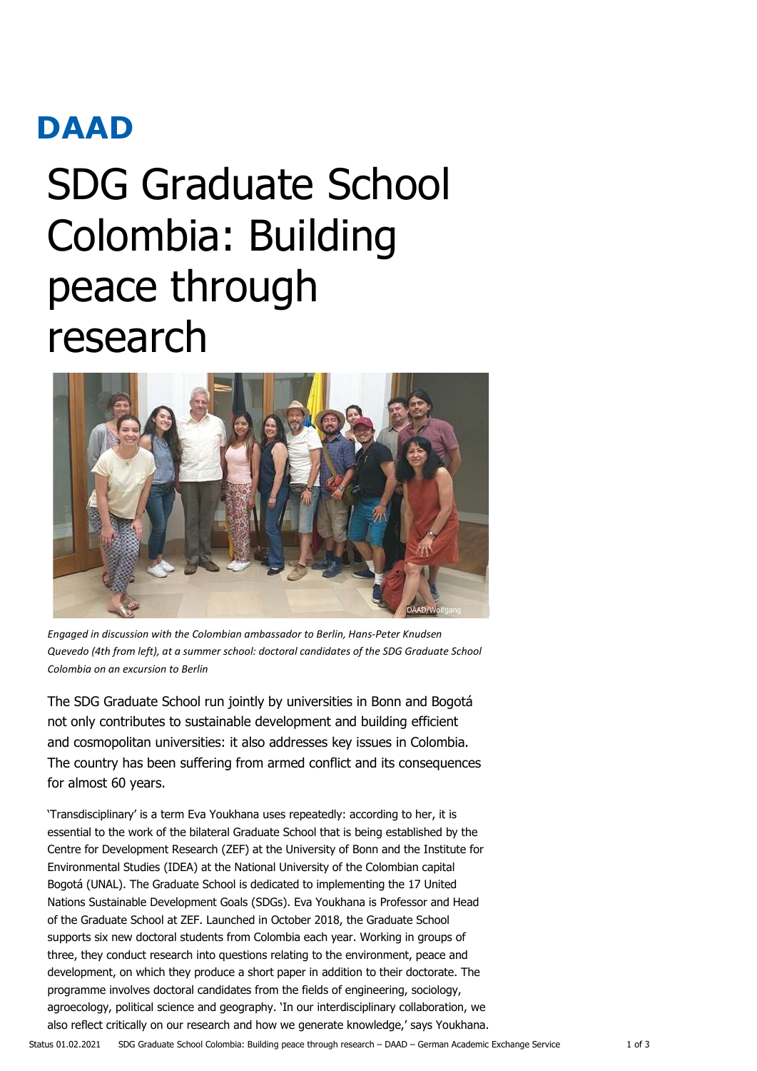DAAD

# SDG Graduate School Colombia: Building peace through research

*Engaged in discussion with the Colombian ambassador to Berlin, Hans-Peter Knudsen Quevedo (4th from left), at a summer school: doctoral candidates of the SDG Graduate School Colombia on an excursion to Berlin*

The SDG Graduate School run jointly by universities in Bonn and Bogotá not only contributes to sustainable development and building efficient and cosmopolitan universities: it also addresses key issues in Colombia. The country has been suffering from armed conflict and its consequences for almost 60 years.

'Transdisciplinary' is a term Eva Youkhana uses repeatedly: according to her, it is essential to the work of the bilateral Graduate School that is being established by the Centre for Development Research (ZEF) at the University of Bonn and the Institute for Environmental Studies (IDEA) at the National University of the Colombian capital Bogotá (UNAL). The Graduate School is dedicated to implementing the 17 United Nations Sustainable Development Goals (SDGs). Eva Youkhana is Professor and Head of the Graduate School at ZEF. Launched in October 2018, the Graduate School supports six new doctoral students from Colombia each year. Working in groups of three, they conduct research into questions relating to the environment, peace and development, on which they produce a short paper in addition to their doctorate. The programme involves doctoral candidates from the fields of engineering, sociology, agroecology, political science and geography. 'In our interdisciplinary collaboration, we also reflect critically on our research and how we generate knowledge,' says Youkhana.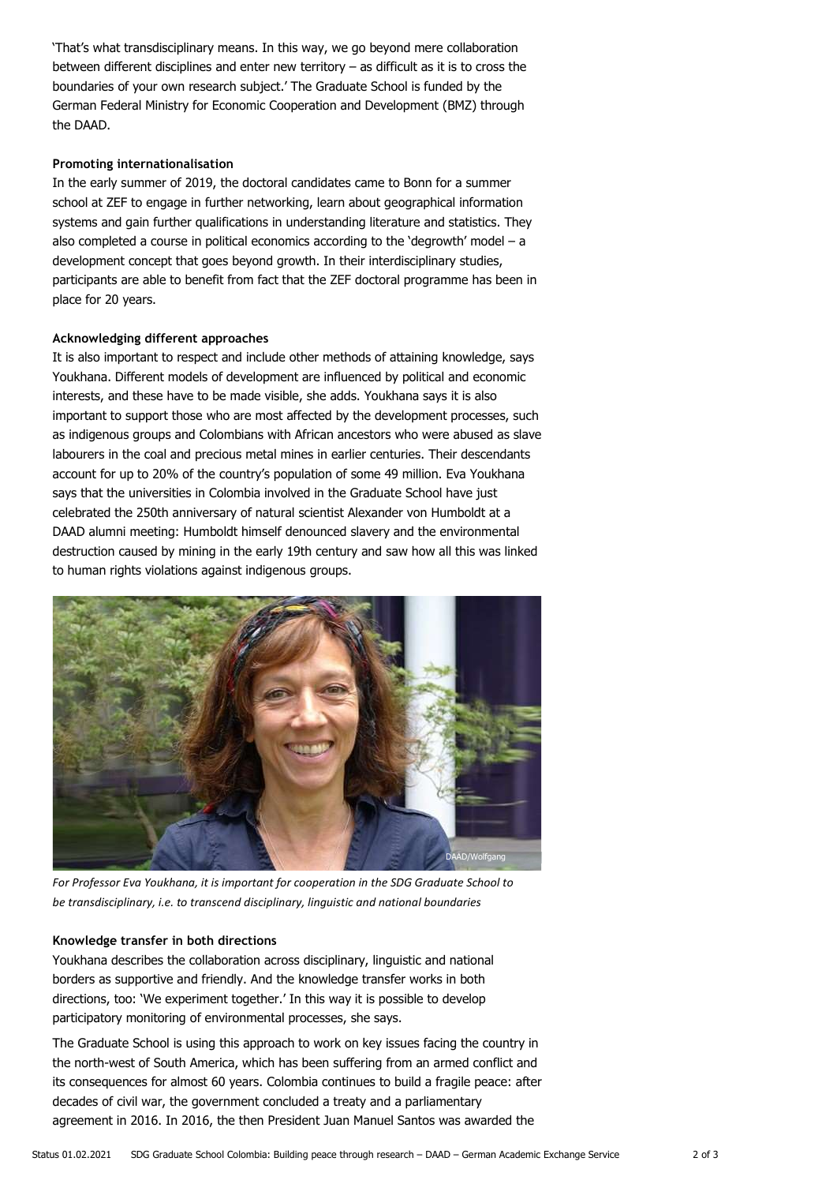'That's what transdisciplinary means. In this way, we go beyond mere collaboration between different disciplines and enter new territory – as difficult as it is to cross the boundaries of your own research subject.' The Graduate School is funded by the German Federal Ministry for Economic Cooperation and Development (BMZ) through the DAAD.

**Promoting internationalisation**

In the early summer of 2019, the doctoral candidates came to Bonn for a summer school at ZEF to engage in further networking, learn about geographical information systems and gain further qualifications in understanding literature and statistics. They also completed a course in political economics according to the 'degrowth' model – a development concept that goes beyond growth. In their interdisciplinary studies, participants are able to benefit from fact that the ZEF doctoral programme has been in place for 20 years.

**Acknowledging different approaches**

It is also important to respect and include other methods of attaining knowledge, says Youkhana. Different models of development are influenced by political and economic interests, and these have to be made visible, she adds. Youkhana says it is also important to support those who are most affected by the development processes, such as indigenous groups and Colombians with African ancestors who were abused as slave labourers in the coal and precious metal mines in earlier centuries. Their descendants account for up to 20% of the country's population of some 49 million. Eva Youkhana says that the universities in Colombia involved in the Graduate School have just celebrated the 250th anniversary of natural scientist Alexander von Humboldt at a DAAD alumni meeting: Humboldt himself denounced slavery and the environmental destruction caused by mining in the early 19th century and saw how all this was linked to human rights violations against indigenous groups.

DAAD/Wolfgang

*For Professor Eva Youkhana, it is important for cooperation in the SDG Graduate School to be transdisciplinary, i.e. to transcend disciplinary, linguistic and national boundaries*

**Knowledge transfer in both directions**

Youkhana describes the collaboration across disciplinary, linguistic and national borders as supportive and friendly. And the knowledge transfer works in both directions, too: 'We experiment together.' In this way it is possible to develop participatory monitoring of environmental processes, she says.

The Graduate School is using this approach to work on key issues facing the country in the north-west of South America, which has been suffering from an armed conflict and its consequences for almost 60 years. Colombia continues to build a fragile peace: after decades of civil war, the government concluded a treaty and a parliamentary agreement in 2016. In 2016, the then President Juan Manuel Santos was awarded the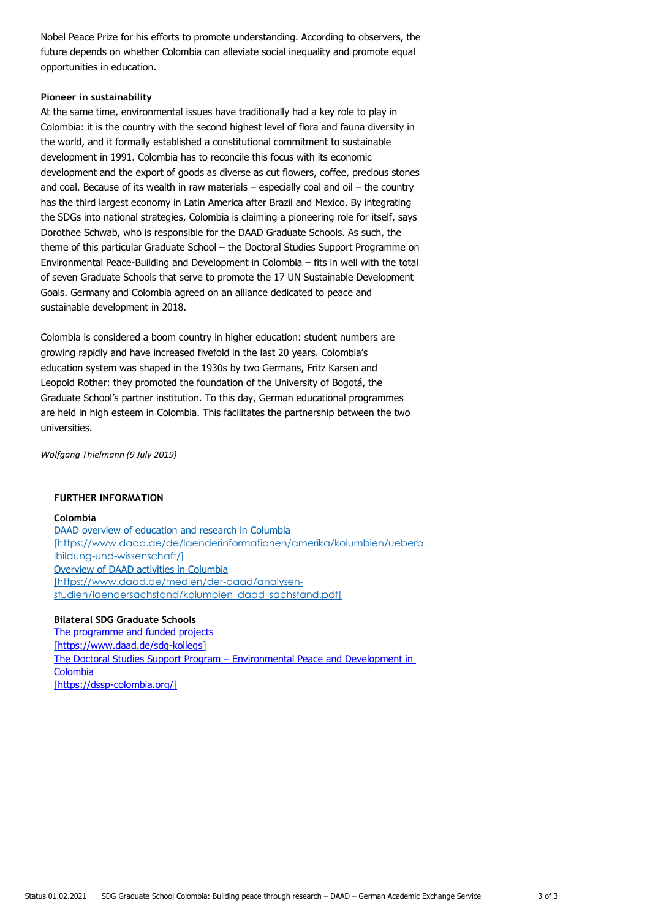Nobel Peace Prize for his efforts to promote understanding. According to observers, the future depends on whether Colombia can alleviate social inequality and promote equal opportunities in education.

### Pioneer in sustainability

At the same time, environmental issues have traditionally had a key role to play in Colombia: it is the country with the second highest level of flora and fauna diversity in the world, and it formally established a constitutional commitment to sustainable development in 1991. Colombia has to reconcile this focus with its economic development and the export of goods as diverse as cut flowers, coffee, precious stones and coal. Because of its wealth in raw materials – especially coal and oil – the country has the third largest economy in Latin America after Brazil and Mexico. By integrating the SDGs into national strategies, Colombia is claiming a pioneering role for itself, says Dorothee Schwab, who is responsible for the DAAD Graduate Schools. As such, the theme of this particular Graduate School – the Doctoral Studies Support Programme on Environmental Peace-Building and Development in Colombia – fits in well with the total of seven Graduate Schools that serve to promote the 17 UN Sustainable Development Goals. Germany and Colombia agreed on an alliance dedicated to peace and sustainable development in 2018.

Colombia is considered a boom country in higher education: student numbers are growing rapidly and have increased fivefold in the last 20 years. Colombia's education system was shaped in the 1930s by two Germans, Fritz Karsen and Leopold Rother: they promoted the foundation of the University of Bogotá, the Graduate School's partner institution. To this day, German educational programmes are held in high esteem in Colombia. This facilitates the partnership between the two universities.

*Wolfgang Thielmann (9 July 2019)*

## FURTHER INFORMATION

**Colombia**

DAAD overview of education and research in Columbia
[https://www.daad.de/de/laenderinformationen/amerika/kolumbien/ueberblbildung-und-wissenschaft/]
Overview of DAAD activities in Columbia
[https://www.daad.de/medien/der-daad/analysen-studien/laendersachstand/kolumbien_daad_sachstand.pdf]

**Bilateral SDG Graduate Schools**

The programme and funded projects
[https://www.daad.de/sdg-kollegs]
The Doctoral Studies Support Program – Environmental Peace and Development in Colombia
[https://dssp-colombia.org/]